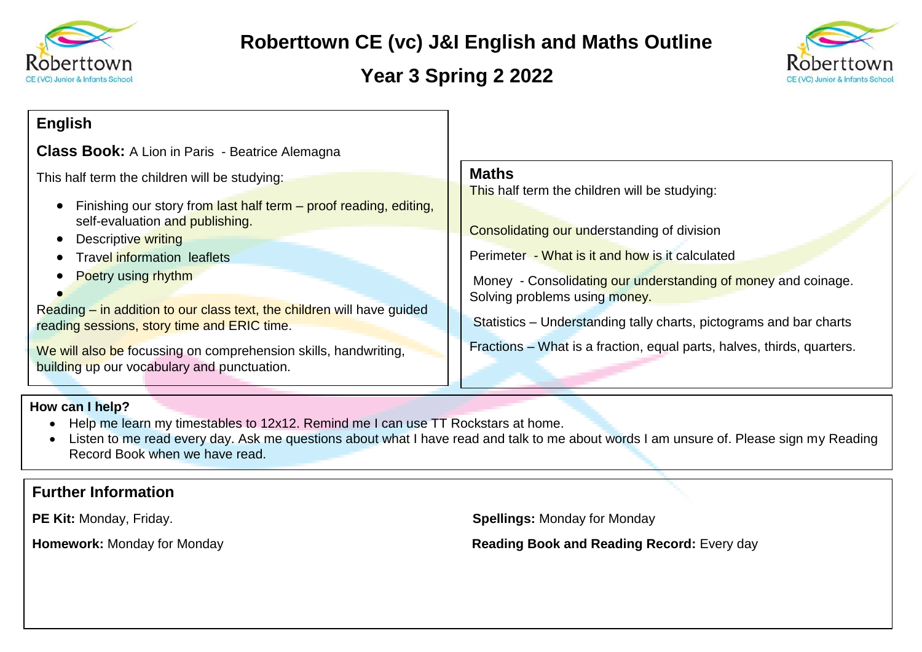# Roberttown CE (vc) J&I English and Maths Outline

## Year 3 Spring 2 2022

## English

**Class Book:** A Lion in Paris - Beatrice Alemagna

This half term the children will be studying:

- Finishing our story from last half term – proof reading, editing, self-evaluation and publishing.
- Descriptive writing
- Travel information leaflets
- Poetry using rhythm

Reading – in addition to our class text, the children will have guided reading sessions, story time and ERIC time.

We will also be focussing on comprehension skills, handwriting, building up our vocabulary and punctuation.

## Maths

This half term the children will be studying:

Consolidating our understanding of division

Perimeter - What is it and how is it calculated

Money - Consolidating our understanding of money and coinage. Solving problems using money.

Statistics – Understanding tally charts, pictograms and bar charts

Fractions – What is a fraction, equal parts, halves, thirds, quarters.

**How can I help?**

- Help me learn my timestables to 12x12. Remind me I can use TT Rockstars at home.
- Listen to me read every day. Ask me questions about what I have read and talk to me about words I am unsure of. Please sign my Reading Record Book when we have read.

## Further Information

**PE Kit:** Monday, Friday.

**Homework:** Monday for Monday

**Spellings:** Monday for Monday

**Reading Book and Reading Record:** Every day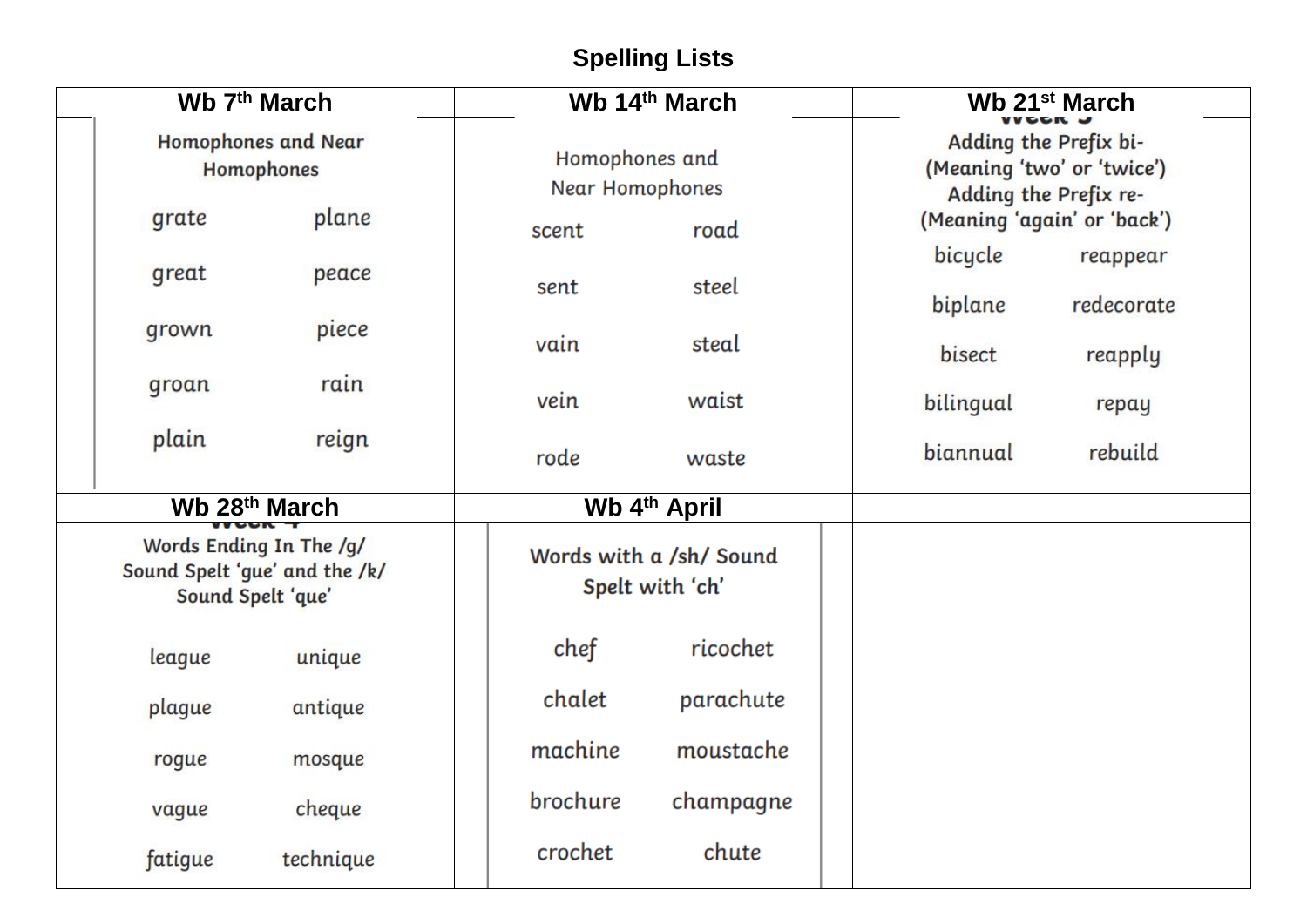## Spelling Lists

| Wb 7th March | Wb 14th March | Wb 21st March |
|---|---|---|
| **Homophones and Near Homophones**<br>grate, plane<br>great, peace<br>grown, piece<br>groan, rain<br>plain, reign | **Homophones and Near Homophones**<br>scent, road<br>sent, steel<br>vain, steal<br>vein, waist<br>rode, waste | **Adding the Prefix bi- (Meaning 'two' or 'twice') Adding the Prefix re- (Meaning 'again' or 'back')**<br>bicycle, reappear<br>biplane, redecorate<br>bisect, reapply<br>bilingual, repay<br>biannual, rebuild |
| **Wb 28th March** | **Wb 4th April** | |
| **Words Ending In The /g/ Sound Spelt 'gue' and the /k/ Sound Spelt 'que'**<br>league, unique<br>plague, antique<br>rogue, mosque<br>vague, cheque<br>fatigue, technique | **Words with a /sh/ Sound Spelt with 'ch'**<br>chef, ricochet<br>chalet, parachute<br>machine, moustache<br>brochure, champagne<br>crochet, chute | |